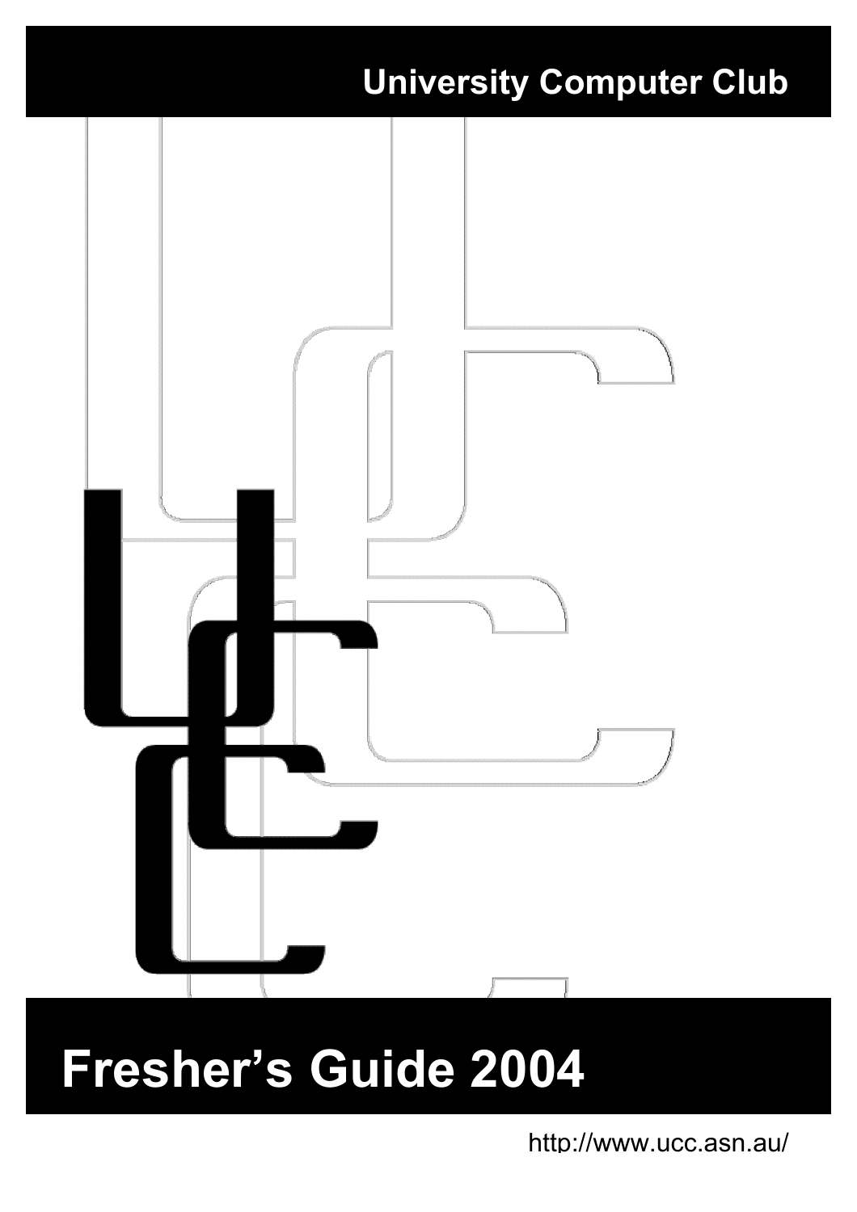University Computer Club

# Fresher's Guide 2004

http://www.ucc.asn.au/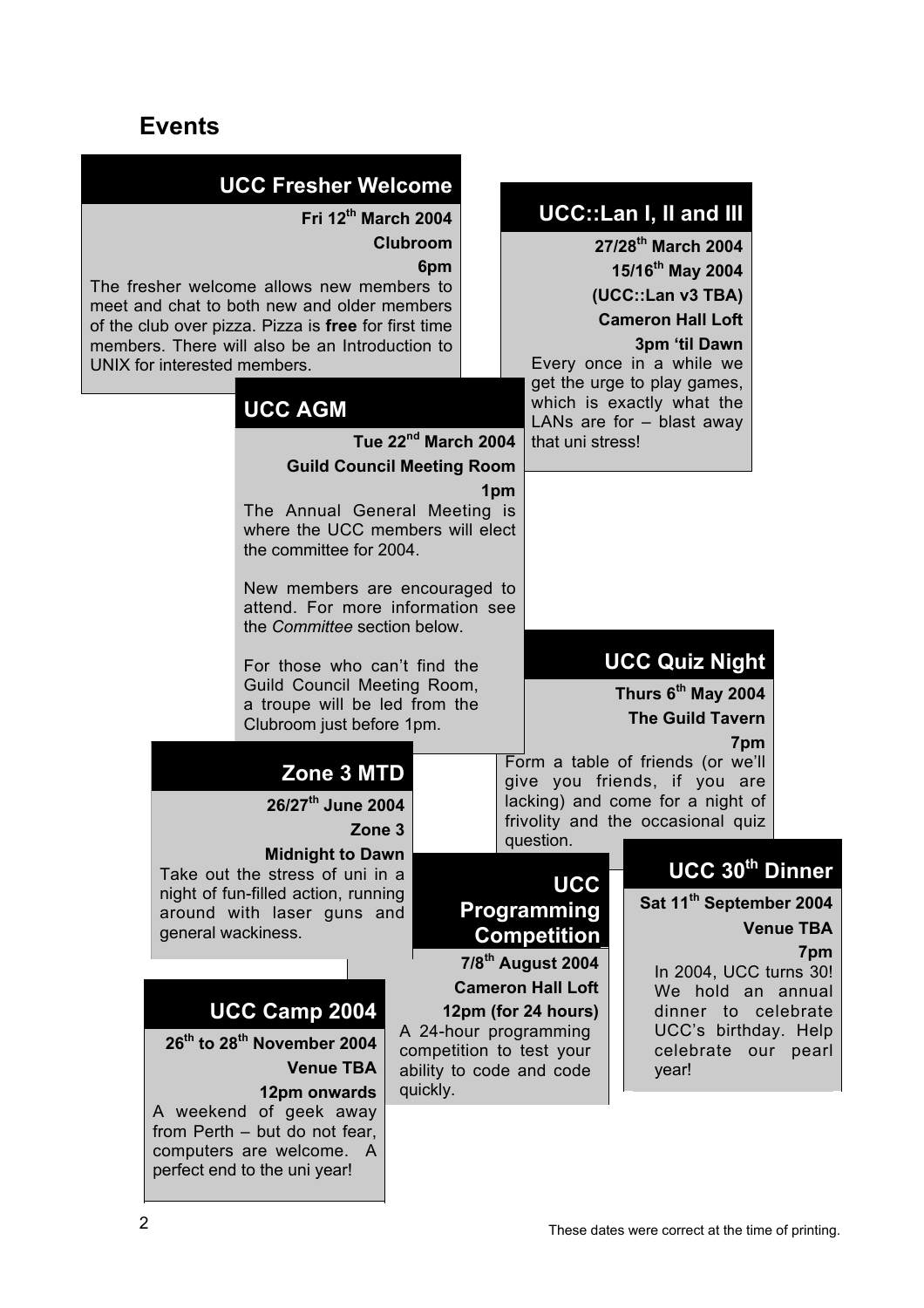# Events

## UCC Fresher Welcome

**Fri 12th March 2004**

**Clubroom**

**6pm**

The fresher welcome allows new members to meet and chat to both new and older members of the club over pizza. Pizza is **free** for first time members. There will also be an Introduction to UNIX for interested members.

## UCC::Lan I, II and III

**27/28th March 2004**

**15/16th May 2004**

**(UCC::Lan v3 TBA)**

**Cameron Hall Loft**

**3pm 'til Dawn**

Every once in a while we get the urge to play games, which is exactly what the LANs are for – blast away that uni stress!

## UCC AGM

**Tue 22nd March 2004**

**Guild Council Meeting Room**

**1pm**

The Annual General Meeting is where the UCC members will elect the committee for 2004.

New members are encouraged to attend. For more information see the *Committee* section below.

For those who can't find the Guild Council Meeting Room, a troupe will be led from the Clubroom just before 1pm.

## UCC Quiz Night

**Thurs 6th May 2004**

**The Guild Tavern**

**7pm**

Form a table of friends (or we'll give you friends, if you are lacking) and come for a night of frivolity and the occasional quiz question.

## Zone 3 MTD

**26/27th June 2004**

**Zone 3**

**Midnight to Dawn**

Take out the stress of uni in a night of fun-filled action, running around with laser guns and general wackiness.

## UCC Programming Competition

**7/8th August 2004**

**Cameron Hall Loft**

**12pm (for 24 hours)**

A 24-hour programming competition to test your ability to code and code quickly.

## UCC 30th Dinner

**Sat 11th September 2004**

**Venue TBA**

**7pm**

In 2004, UCC turns 30! We hold an annual dinner to celebrate UCC's birthday. Help celebrate our pearl year!

## UCC Camp 2004

**26th to 28th November 2004**

**Venue TBA**

**12pm onwards**

A weekend of geek away from Perth – but do not fear, computers are welcome. A perfect end to the uni year!

These dates were correct at the time of printing.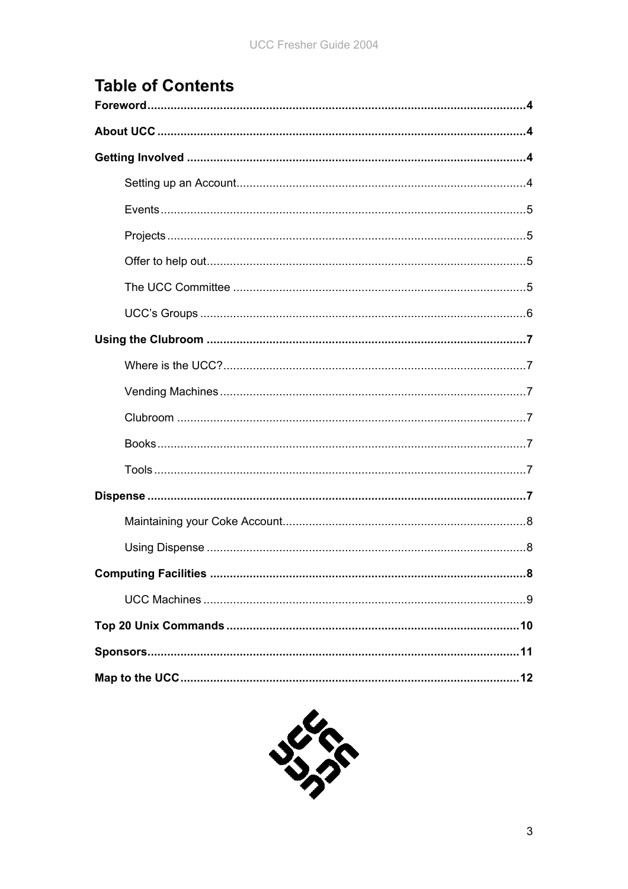# Table of Contents

**Foreword** ........ **4**

**About UCC** ........ **4**

**Getting Involved** ........ **4**

- Setting up an Account ........ 4
- Events ........ 5
- Projects ........ 5
- Offer to help out ........ 5
- The UCC Committee ........ 5
- UCC's Groups ........ 6

**Using the Clubroom** ........ **7**

- Where is the UCC? ........ 7
- Vending Machines ........ 7
- Clubroom ........ 7
- Books ........ 7
- Tools ........ 7

**Dispense** ........ **7**

- Maintaining your Coke Account ........ 8
- Using Dispense ........ 8

**Computing Facilities** ........ **8**

- UCC Machines ........ 9

**Top 20 Unix Commands** ........ **10**

**Sponsors** ........ **11**

**Map to the UCC** ........ **12**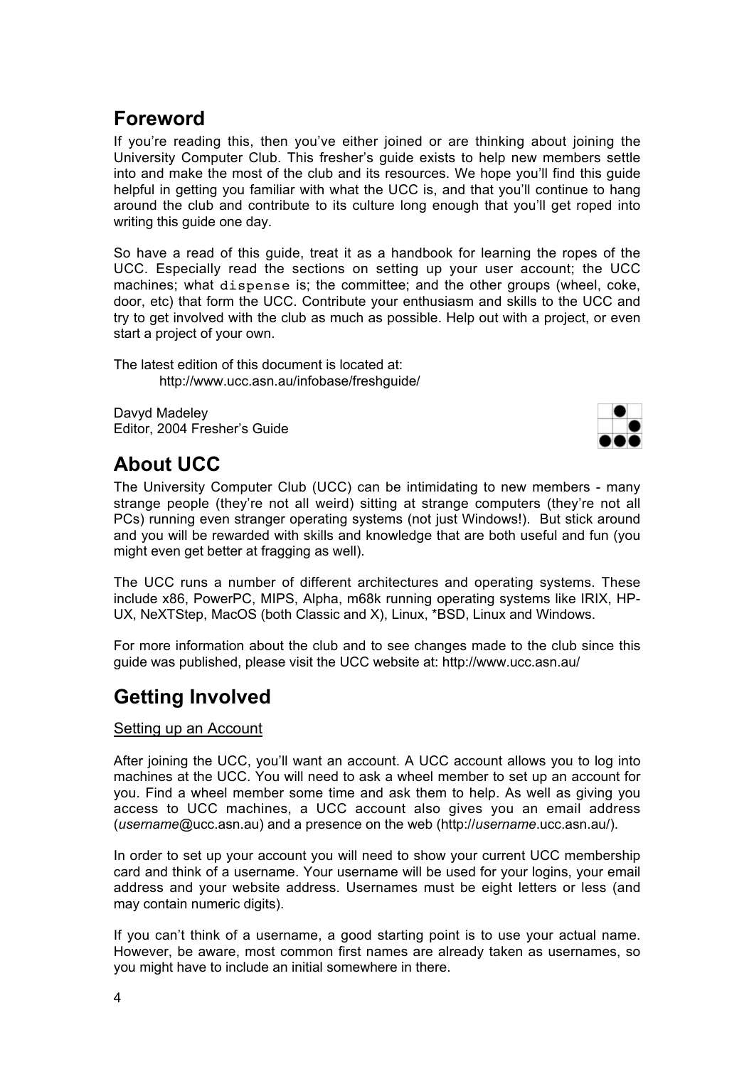## Foreword

If you're reading this, then you've either joined or are thinking about joining the University Computer Club. This fresher's guide exists to help new members settle into and make the most of the club and its resources. We hope you'll find this guide helpful in getting you familiar with what the UCC is, and that you'll continue to hang around the club and contribute to its culture long enough that you'll get roped into writing this guide one day.

So have a read of this guide, treat it as a handbook for learning the ropes of the UCC. Especially read the sections on setting up your user account; the UCC machines; what `dispense` is; the committee; and the other groups (wheel, coke, door, etc) that form the UCC. Contribute your enthusiasm and skills to the UCC and try to get involved with the club as much as possible. Help out with a project, or even start a project of your own.

The latest edition of this document is located at:
    http://www.ucc.asn.au/infobase/freshguide/

Davyd Madeley
Editor, 2004 Fresher's Guide

## About UCC

The University Computer Club (UCC) can be intimidating to new members - many strange people (they're not all weird) sitting at strange computers (they're not all PCs) running even stranger operating systems (not just Windows!). But stick around and you will be rewarded with skills and knowledge that are both useful and fun (you might even get better at fragging as well).

The UCC runs a number of different architectures and operating systems. These include x86, PowerPC, MIPS, Alpha, m68k running operating systems like IRIX, HP-UX, NeXTStep, MacOS (both Classic and X), Linux, *BSD, Linux and Windows.

For more information about the club and to see changes made to the club since this guide was published, please visit the UCC website at: http://www.ucc.asn.au/

## Getting Involved

### Setting up an Account

After joining the UCC, you'll want an account. A UCC account allows you to log into machines at the UCC. You will need to ask a wheel member to set up an account for you. Find a wheel member some time and ask them to help. As well as giving you access to UCC machines, a UCC account also gives you an email address (*username*@ucc.asn.au) and a presence on the web (http://*username*.ucc.asn.au/).

In order to set up your account you will need to show your current UCC membership card and think of a username. Your username will be used for your logins, your email address and your website address. Usernames must be eight letters or less (and may contain numeric digits).

If you can't think of a username, a good starting point is to use your actual name. However, be aware, most common first names are already taken as usernames, so you might have to include an initial somewhere in there.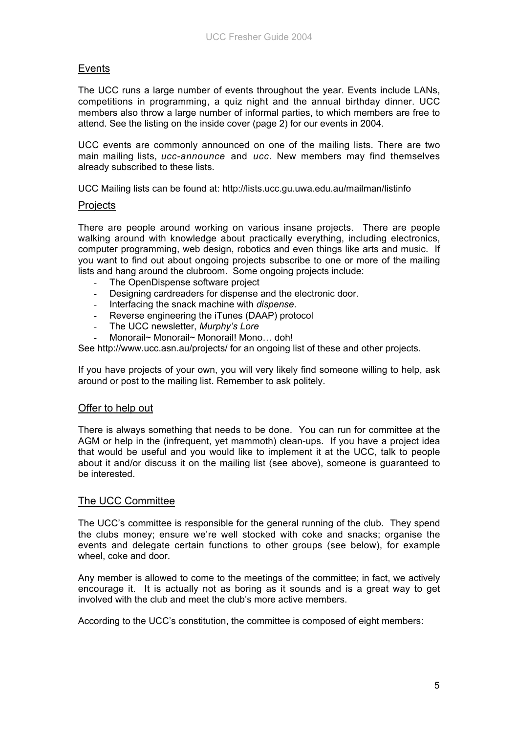## Events

The UCC runs a large number of events throughout the year. Events include LANs, competitions in programming, a quiz night and the annual birthday dinner. UCC members also throw a large number of informal parties, to which members are free to attend. See the listing on the inside cover (page 2) for our events in 2004.

UCC events are commonly announced on one of the mailing lists. There are two main mailing lists, *ucc-announce* and *ucc*. New members may find themselves already subscribed to these lists.

UCC Mailing lists can be found at: http://lists.ucc.gu.uwa.edu.au/mailman/listinfo

## Projects

There are people around working on various insane projects. There are people walking around with knowledge about practically everything, including electronics, computer programming, web design, robotics and even things like arts and music. If you want to find out about ongoing projects subscribe to one or more of the mailing lists and hang around the clubroom. Some ongoing projects include:

- The OpenDispense software project
- Designing cardreaders for dispense and the electronic door.
- Interfacing the snack machine with *dispense*.
- Reverse engineering the iTunes (DAAP) protocol
- The UCC newsletter, *Murphy's Lore*
- Monorail~ Monorail~ Monorail! Mono… doh!

See http://www.ucc.asn.au/projects/ for an ongoing list of these and other projects.

If you have projects of your own, you will very likely find someone willing to help, ask around or post to the mailing list. Remember to ask politely.

## Offer to help out

There is always something that needs to be done. You can run for committee at the AGM or help in the (infrequent, yet mammoth) clean-ups. If you have a project idea that would be useful and you would like to implement it at the UCC, talk to people about it and/or discuss it on the mailing list (see above), someone is guaranteed to be interested.

## The UCC Committee

The UCC's committee is responsible for the general running of the club. They spend the clubs money; ensure we're well stocked with coke and snacks; organise the events and delegate certain functions to other groups (see below), for example wheel, coke and door.

Any member is allowed to come to the meetings of the committee; in fact, we actively encourage it. It is actually not as boring as it sounds and is a great way to get involved with the club and meet the club's more active members.

According to the UCC's constitution, the committee is composed of eight members: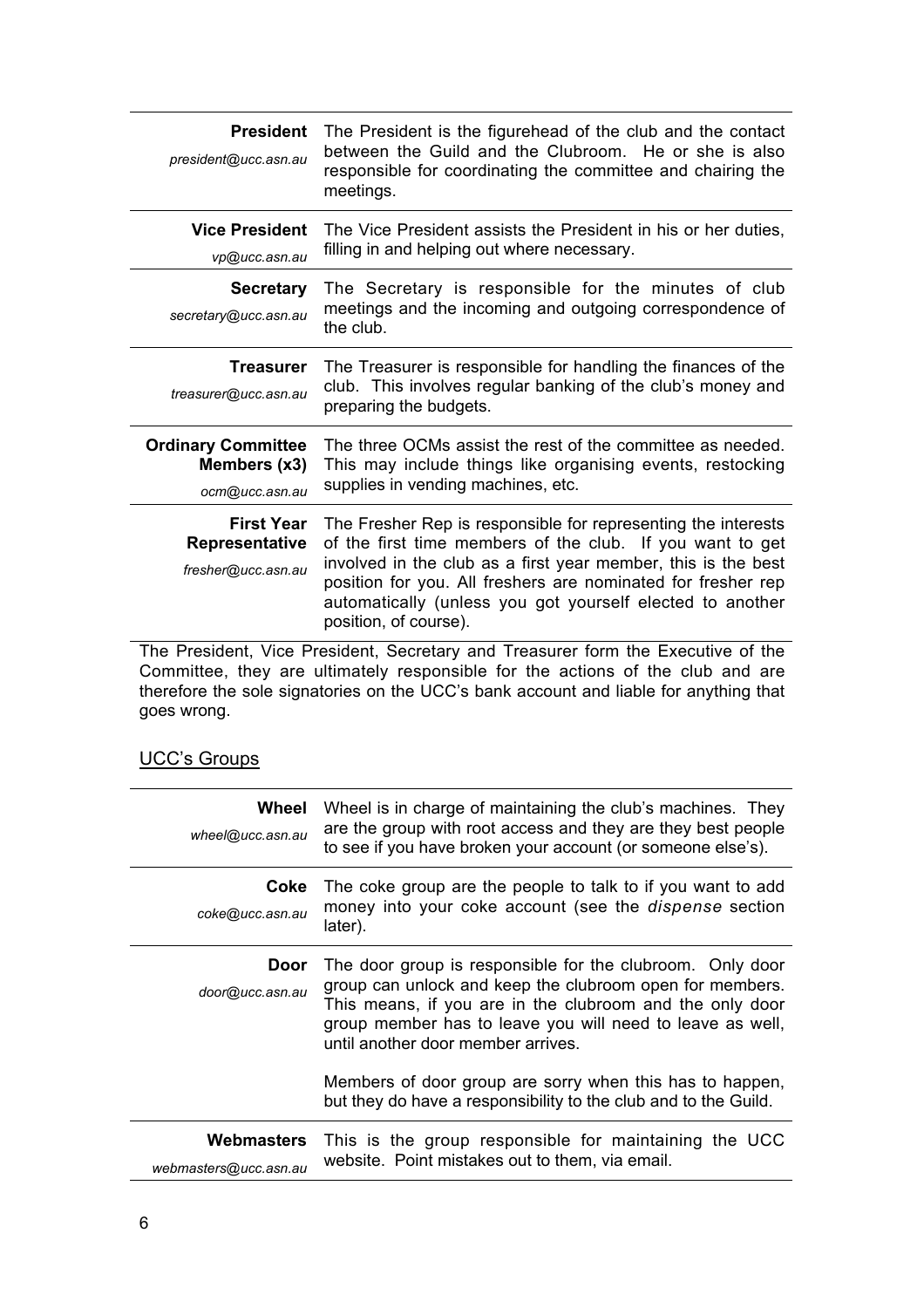| Role | Description |
| --- | --- |
| **President**<br>*president@ucc.asn.au* | The President is the figurehead of the club and the contact between the Guild and the Clubroom. He or she is also responsible for coordinating the committee and chairing the meetings. |
| **Vice President**<br>*vp@ucc.asn.au* | The Vice President assists the President in his or her duties, filling in and helping out where necessary. |
| **Secretary**<br>*secretary@ucc.asn.au* | The Secretary is responsible for the minutes of club meetings and the incoming and outgoing correspondence of the club. |
| **Treasurer**<br>*treasurer@ucc.asn.au* | The Treasurer is responsible for handling the finances of the club. This involves regular banking of the club's money and preparing the budgets. |
| **Ordinary Committee Members (x3)**<br>*ocm@ucc.asn.au* | The three OCMs assist the rest of the committee as needed. This may include things like organising events, restocking supplies in vending machines, etc. |
| **First Year Representative**<br>*fresher@ucc.asn.au* | The Fresher Rep is responsible for representing the interests of the first time members of the club. If you want to get involved in the club as a first year member, this is the best position for you. All freshers are nominated for fresher rep automatically (unless you got yourself elected to another position, of course). |

The President, Vice President, Secretary and Treasurer form the Executive of the Committee, they are ultimately responsible for the actions of the club and are therefore the sole signatories on the UCC's bank account and liable for anything that goes wrong.

## UCC's Groups

| Group | Description |
| --- | --- |
| **Wheel**<br>*wheel@ucc.asn.au* | Wheel is in charge of maintaining the club's machines. They are the group with root access and they are they best people to see if you have broken your account (or someone else's). |
| **Coke**<br>*coke@ucc.asn.au* | The coke group are the people to talk to if you want to add money into your coke account (see the *dispense* section later). |
| **Door**<br>*door@ucc.asn.au* | The door group is responsible for the clubroom. Only door group can unlock and keep the clubroom open for members. This means, if you are in the clubroom and the only door group member has to leave you will need to leave as well, until another door member arrives.<br><br>Members of door group are sorry when this has to happen, but they do have a responsibility to the club and to the Guild. |
| **Webmasters**<br>*webmasters@ucc.asn.au* | This is the group responsible for maintaining the UCC website. Point mistakes out to them, via email. |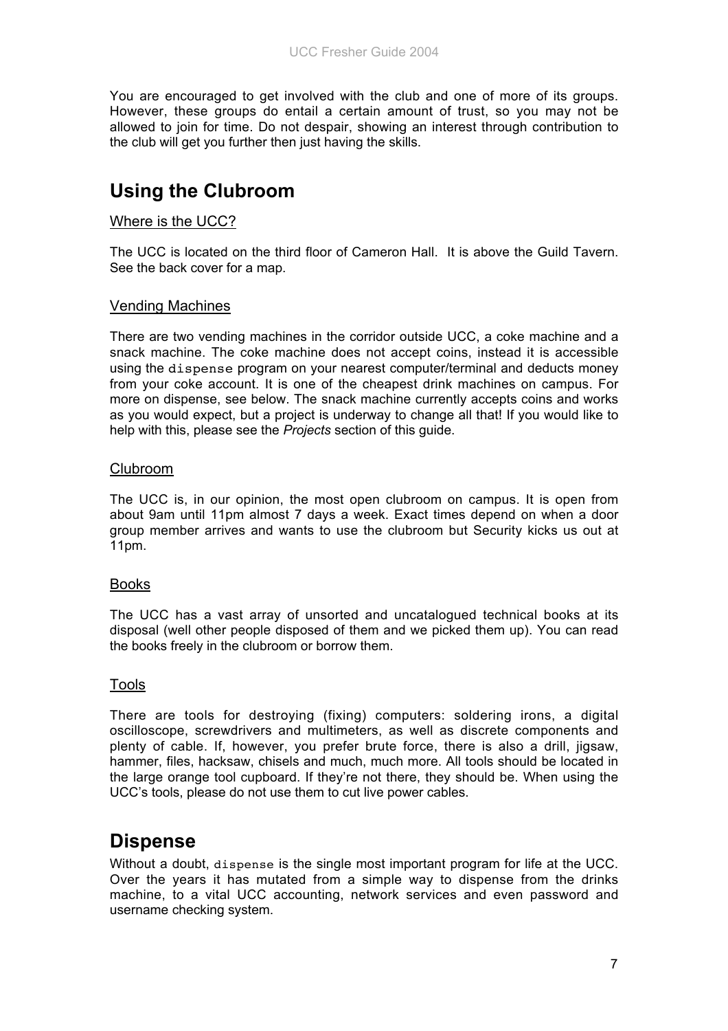You are encouraged to get involved with the club and one of more of its groups. However, these groups do entail a certain amount of trust, so you may not be allowed to join for time. Do not despair, showing an interest through contribution to the club will get you further then just having the skills.

## Using the Clubroom

### Where is the UCC?

The UCC is located on the third floor of Cameron Hall. It is above the Guild Tavern. See the back cover for a map.

### Vending Machines

There are two vending machines in the corridor outside UCC, a coke machine and a snack machine. The coke machine does not accept coins, instead it is accessible using the `dispense` program on your nearest computer/terminal and deducts money from your coke account. It is one of the cheapest drink machines on campus. For more on dispense, see below. The snack machine currently accepts coins and works as you would expect, but a project is underway to change all that! If you would like to help with this, please see the *Projects* section of this guide.

### Clubroom

The UCC is, in our opinion, the most open clubroom on campus. It is open from about 9am until 11pm almost 7 days a week. Exact times depend on when a door group member arrives and wants to use the clubroom but Security kicks us out at 11pm.

### Books

The UCC has a vast array of unsorted and uncatalogued technical books at its disposal (well other people disposed of them and we picked them up). You can read the books freely in the clubroom or borrow them.

### Tools

There are tools for destroying (fixing) computers: soldering irons, a digital oscilloscope, screwdrivers and multimeters, as well as discrete components and plenty of cable. If, however, you prefer brute force, there is also a drill, jigsaw, hammer, files, hacksaw, chisels and much, much more. All tools should be located in the large orange tool cupboard. If they're not there, they should be. When using the UCC's tools, please do not use them to cut live power cables.

## Dispense

Without a doubt, `dispense` is the single most important program for life at the UCC. Over the years it has mutated from a simple way to dispense from the drinks machine, to a vital UCC accounting, network services and even password and username checking system.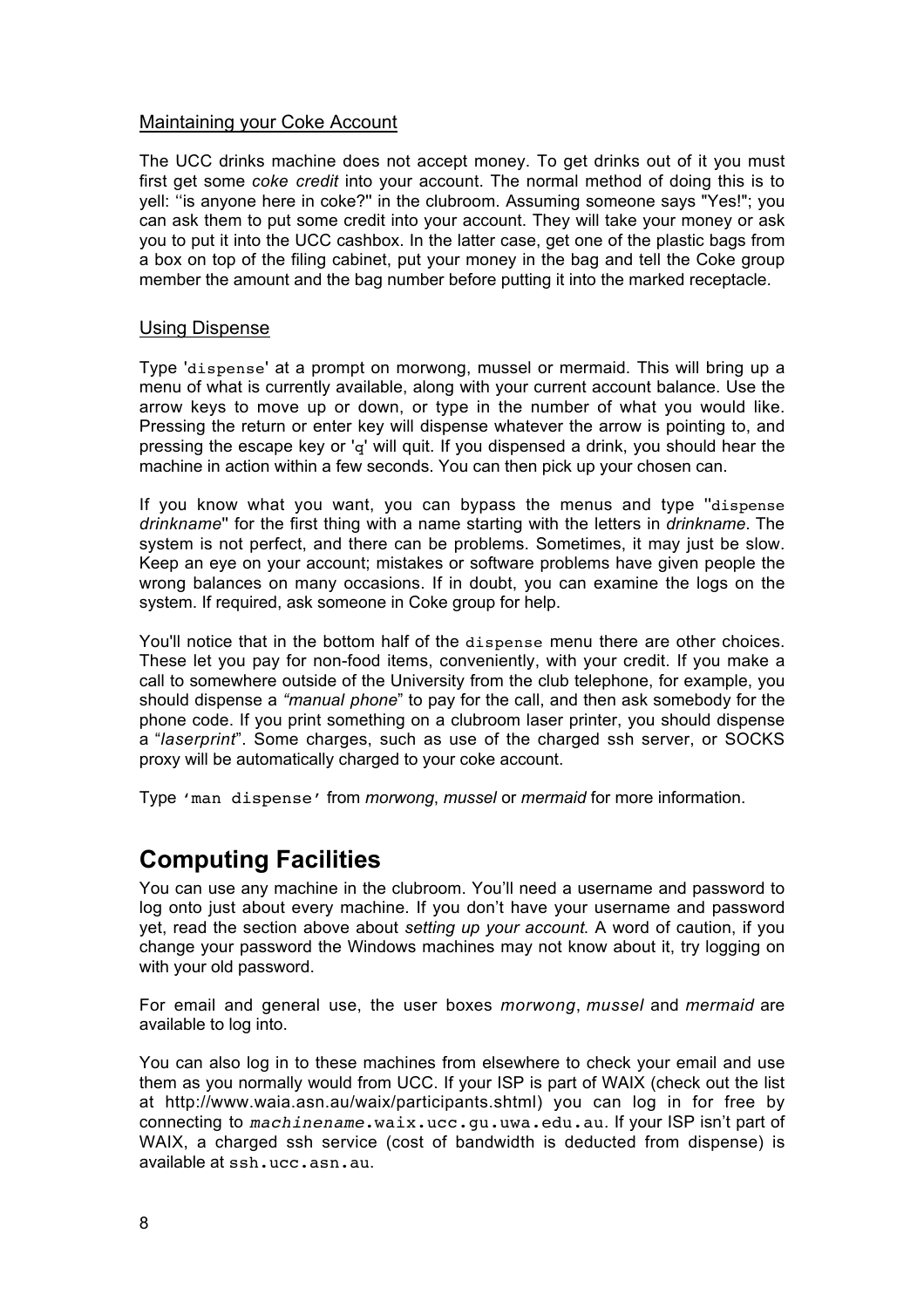### Maintaining your Coke Account

The UCC drinks machine does not accept money. To get drinks out of it you must first get some *coke credit* into your account. The normal method of doing this is to yell: ''is anyone here in coke?'' in the clubroom. Assuming someone says "Yes!"; you can ask them to put some credit into your account. They will take your money or ask you to put it into the UCC cashbox. In the latter case, get one of the plastic bags from a box on top of the filing cabinet, put your money in the bag and tell the Coke group member the amount and the bag number before putting it into the marked receptacle.

### Using Dispense

Type '`dispense`' at a prompt on morwong, mussel or mermaid. This will bring up a menu of what is currently available, along with your current account balance. Use the arrow keys to move up or down, or type in the number of what you would like. Pressing the return or enter key will dispense whatever the arrow is pointing to, and pressing the escape key or '`q`' will quit. If you dispensed a drink, you should hear the machine in action within a few seconds. You can then pick up your chosen can.

If you know what you want, you can bypass the menus and type "`dispense` *drinkname*" for the first thing with a name starting with the letters in *drinkname*. The system is not perfect, and there can be problems. Sometimes, it may just be slow. Keep an eye on your account; mistakes or software problems have given people the wrong balances on many occasions. If in doubt, you can examine the logs on the system. If required, ask someone in Coke group for help.

You'll notice that in the bottom half of the `dispense` menu there are other choices. These let you pay for non-food items, conveniently, with your credit. If you make a call to somewhere outside of the University from the club telephone, for example, you should dispense a *"manual phone"* to pay for the call, and then ask somebody for the phone code. If you print something on a clubroom laser printer, you should dispense a "*laserprint*". Some charges, such as use of the charged ssh server, or SOCKS proxy will be automatically charged to your coke account.

Type '`man dispense`' from *morwong*, *mussel* or *mermaid* for more information.

## Computing Facilities

You can use any machine in the clubroom. You'll need a username and password to log onto just about every machine. If you don't have your username and password yet, read the section above about *setting up your account*. A word of caution, if you change your password the Windows machines may not know about it, try logging on with your old password.

For email and general use, the user boxes *morwong*, *mussel* and *mermaid* are available to log into.

You can also log in to these machines from elsewhere to check your email and use them as you normally would from UCC. If your ISP is part of WAIX (check out the list at http://www.waia.asn.au/waix/participants.shtml) you can log in for free by connecting to `machinename.waix.ucc.gu.uwa.edu.au`. If your ISP isn't part of WAIX, a charged ssh service (cost of bandwidth is deducted from dispense) is available at `ssh.ucc.asn.au`.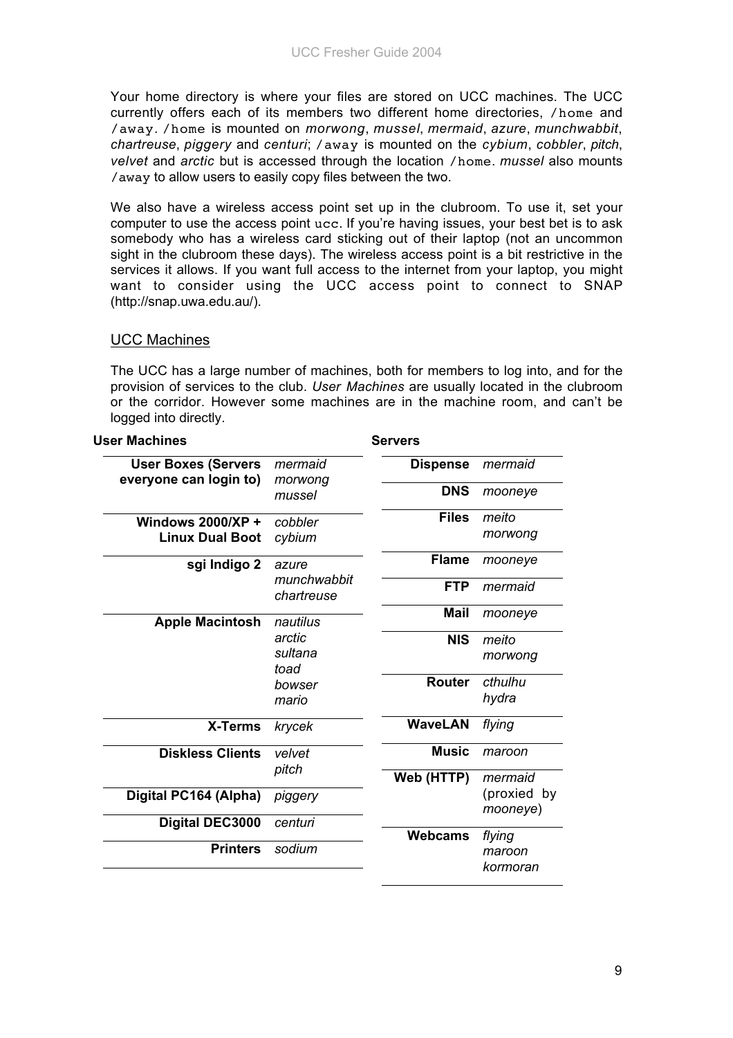Your home directory is where your files are stored on UCC machines. The UCC currently offers each of its members two different home directories, `/home` and `/away`. `/home` is mounted on *morwong*, *mussel*, *mermaid*, *azure*, *munchwabbit*, *chartreuse*, *piggery* and *centuri*; `/away` is mounted on the *cybium*, *cobbler*, *pitch*, *velvet* and *arctic* but is accessed through the location `/home`. *mussel* also mounts `/away` to allow users to easily copy files between the two.

We also have a wireless access point set up in the clubroom. To use it, set your computer to use the access point `ucc`. If you're having issues, your best bet is to ask somebody who has a wireless card sticking out of their laptop (not an uncommon sight in the clubroom these days). The wireless access point is a bit restrictive in the services it allows. If you want full access to the internet from your laptop, you might want to consider using the UCC access point to connect to SNAP (http://snap.uwa.edu.au/).

## UCC Machines

The UCC has a large number of machines, both for members to log into, and for the provision of services to the club. *User Machines* are usually located in the clubroom or the corridor. However some machines are in the machine room, and can't be logged into directly.

**User Machines**

| | |
|---|---|
| **User Boxes (Servers everyone can login to)** | *mermaid* *morwong* *mussel* |
| **Windows 2000/XP + Linux Dual Boot** | *cobbler* *cybium* |
| **sgi Indigo 2** | *azure* *munchwabbit* *chartreuse* |
| **Apple Macintosh** | *nautilus* *arctic* *sultana* *toad* *bowser* *mario* |
| **X-Terms** | *krycek* |
| **Diskless Clients** | *velvet* *pitch* |
| **Digital PC164 (Alpha)** | *piggery* |
| **Digital DEC3000** | *centuri* |
| **Printers** | *sodium* |

**Servers**

| | |
|---|---|
| **Dispense** | *mermaid* |
| **DNS** | *mooneye* |
| **Files** | *meito* *morwong* |
| **Flame** | *mooneye* |
| **FTP** | *mermaid* |
| **Mail** | *mooneye* |
| **NIS** | *meito* *morwong* |
| **Router** | *cthulhu* *hydra* |
| **WaveLAN** | *flying* |
| **Music** | *maroon* |
| **Web (HTTP)** | *mermaid* (proxied by *mooneye*) |
| **Webcams** | *flying* *maroon* *kormoran* |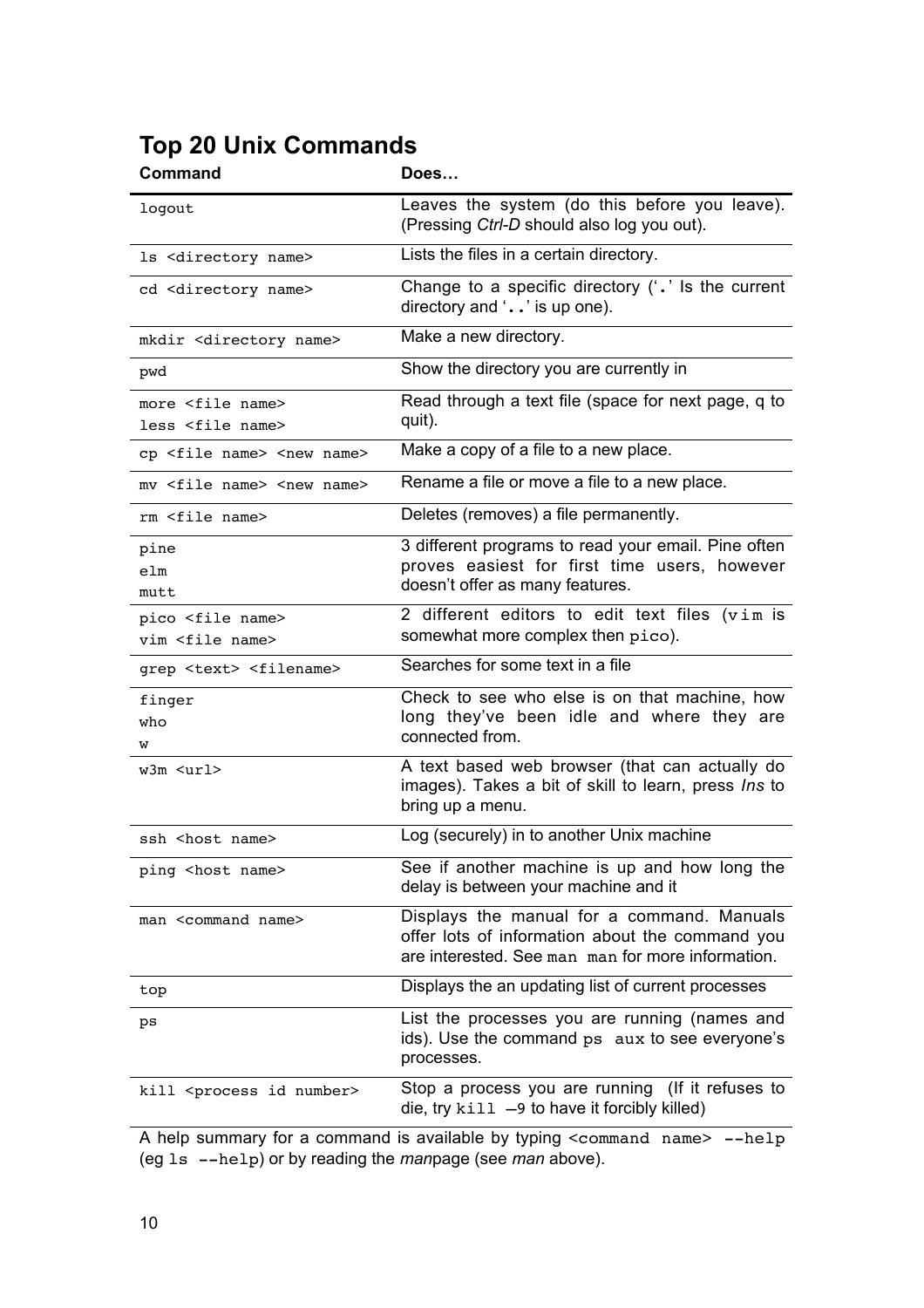# Top 20 Unix Commands

| Command | Does… |
|---|---|
| `logout` | Leaves the system (do this before you leave). (Pressing *Ctrl-D* should also log you out). |
| `ls <directory name>` | Lists the files in a certain directory. |
| `cd <directory name>` | Change to a specific directory ('`.`' Is the current directory and '`..`' is up one). |
| `mkdir <directory name>` | Make a new directory. |
| `pwd` | Show the directory you are currently in |
| `more <file name>`<br>`less <file name>` | Read through a text file (space for next page, q to quit). |
| `cp <file name> <new name>` | Make a copy of a file to a new place. |
| `mv <file name> <new name>` | Rename a file or move a file to a new place. |
| `rm <file name>` | Deletes (removes) a file permanently. |
| `pine`<br>`elm`<br>`mutt` | 3 different programs to read your email. Pine often proves easiest for first time users, however doesn't offer as many features. |
| `pico <file name>`<br>`vim <file name>` | 2 different editors to edit text files (`vim` is somewhat more complex then `pico`). |
| `grep <text> <filename>` | Searches for some text in a file |
| `finger`<br>`who`<br>`w` | Check to see who else is on that machine, how long they've been idle and where they are connected from. |
| `w3m <url>` | A text based web browser (that can actually do images). Takes a bit of skill to learn, press *Ins* to bring up a menu. |
| `ssh <host name>` | Log (securely) in to another Unix machine |
| `ping <host name>` | See if another machine is up and how long the delay is between your machine and it |
| `man <command name>` | Displays the manual for a command. Manuals offer lots of information about the command you are interested. See `man man` for more information. |
| `top` | Displays the an updating list of current processes |
| `ps` | List the processes you are running (names and ids). Use the command `ps aux` to see everyone's processes. |
| `kill <process id number>` | Stop a process you are running (If it refuses to die, try `kill –9` to have it forcibly killed) |

A help summary for a command is available by typing `<command name> --help` (eg `ls --help`) or by reading the *man*page (see *man* above).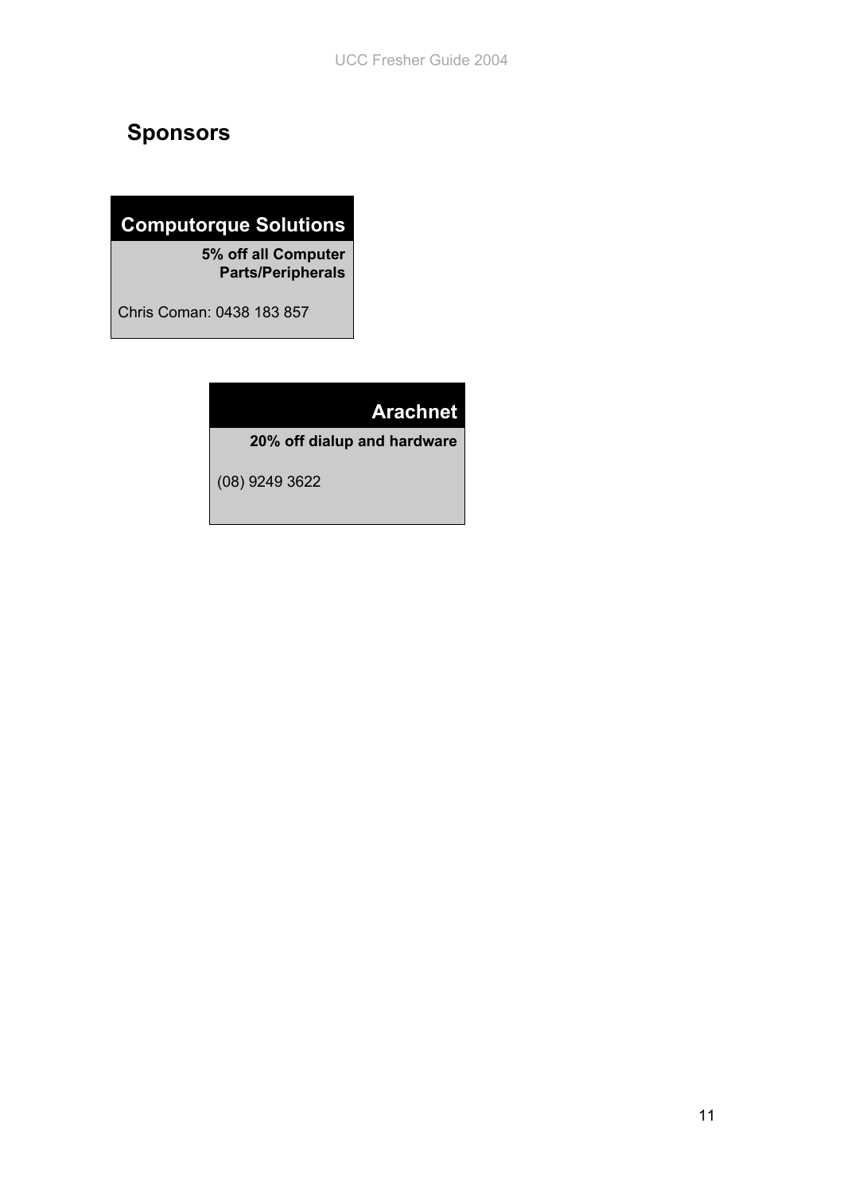## Sponsors

### Computorque Solutions

**5% off all Computer Parts/Peripherals**

Chris Coman: 0438 183 857

### Arachnet

**20% off dialup and hardware**

(08) 9249 3622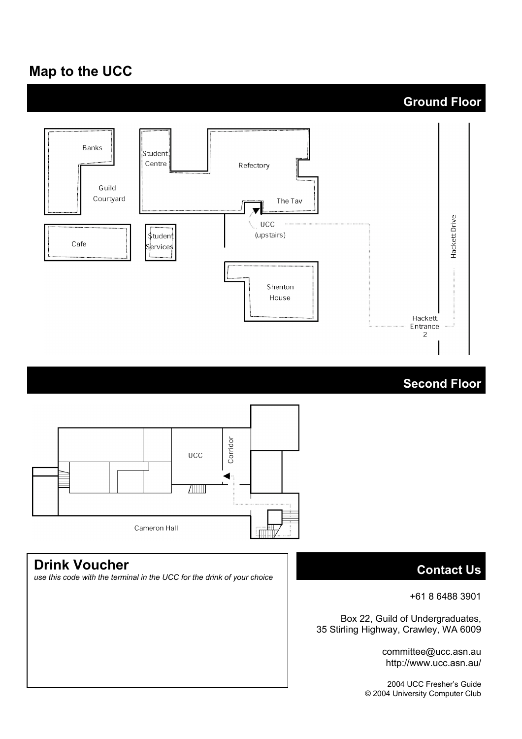# Map to the UCC

## Ground Floor

Banks

Student Centre

Refectory

Guild Courtyard

The Tav

UCC (upstairs)

Cafe

Student Services

Hackett Drive

Shenton House

Hackett Entrance 2

## Second Floor

UCC

Corridor

Cameron Hall

## Drink Voucher

*use this code with the terminal in the UCC for the drink of your choice*

## Contact Us

+61 8 6488 3901

Box 22, Guild of Undergraduates,
35 Stirling Highway, Crawley, WA 6009

committee@ucc.asn.au
http://www.ucc.asn.au/

2004 UCC Fresher's Guide
© 2004 University Computer Club